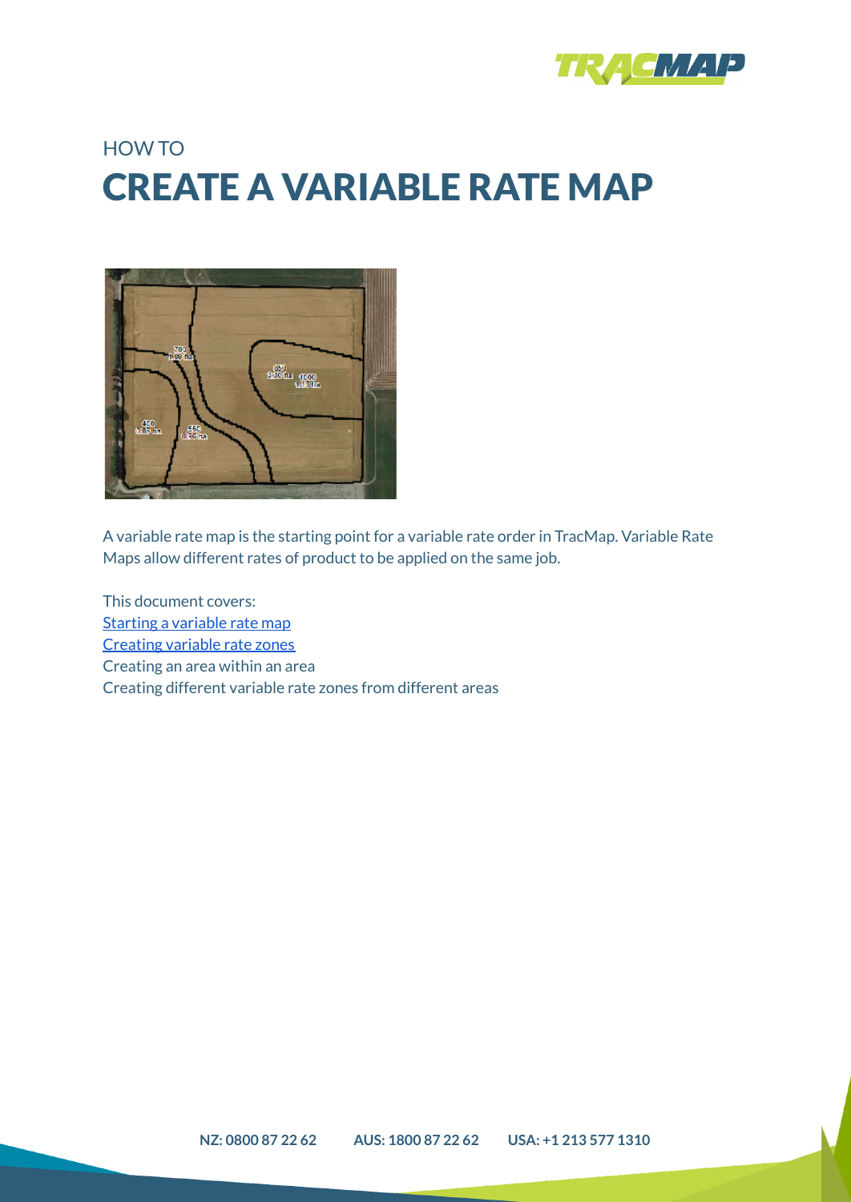HOW TO

# CREATE A VARIABLE RATE MAP

A variable rate map is the starting point for a variable rate order in TracMap. Variable Rate Maps allow different rates of product to be applied on the same job.

This document covers:

[Starting a variable rate map]()
[Creating variable rate zones]()
Creating an area within an area
Creating different variable rate zones from different areas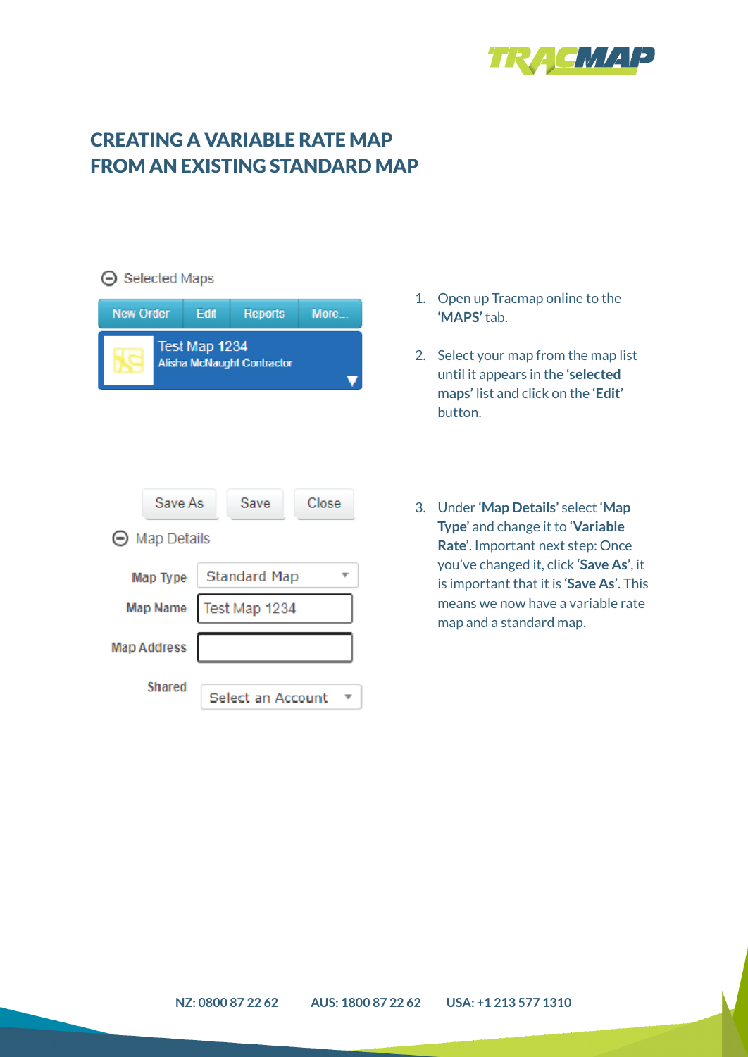# CREATING A VARIABLE RATE MAP FROM AN EXISTING STANDARD MAP

1. Open up Tracmap online to the **'MAPS'** tab.

2. Select your map from the map list until it appears in the **'selected maps'** list and click on the **'Edit'** button.

3. Under **'Map Details'** select **'Map Type'** and change it to **'Variable Rate'**. Important next step: Once you've changed it, click **'Save As'**, it is important that it is **'Save As'**. This means we now have a variable rate map and a standard map.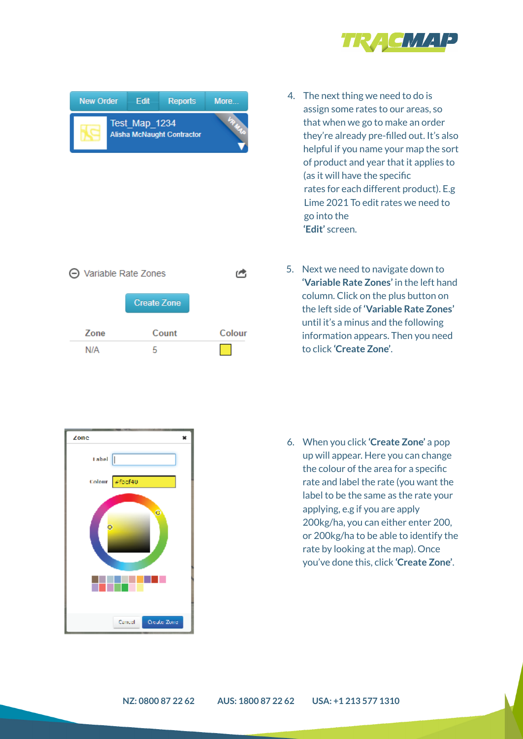4. The next thing we need to do is assign some rates to our areas, so that when we go to make an order they're already pre-filled out. It's also helpful if you name your map the sort of product and year that it applies to (as it will have the specific rates for each different product). E.g Lime 2021 To edit rates we need to go into the **'Edit'** screen.

5. Next we need to navigate down to **'Variable Rate Zones'** in the left hand column. Click on the plus button on the left side of **'Variable Rate Zones'** until it's a minus and the following information appears. Then you need to click **'Create Zone'**.

6. When you click **'Create Zone'** a pop up will appear. Here you can change the colour of the area for a specific rate and label the rate (you want the label to be the same as the rate your applying, e.g if you are apply 200kg/ha, you can either enter 200, or 200kg/ha to be able to identify the rate by looking at the map). Once you've done this, click **'Create Zone'**.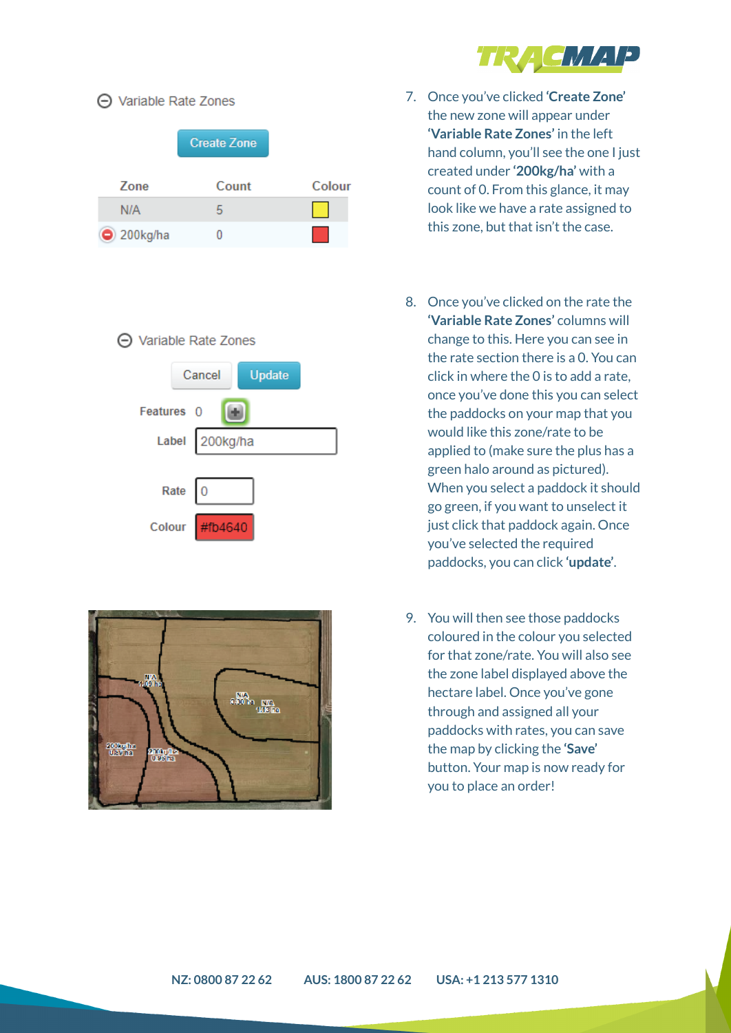Variable Rate Zones

Create Zone

| Zone | Count | Colour |
| --- | --- | --- |
| N/A | 5 | |
| 200kg/ha | 0 | |

7. Once you've clicked **'Create Zone'** the new zone will appear under **'Variable Rate Zones'** in the left hand column, you'll see the one I just created under **'200kg/ha'** with a count of 0. From this glance, it may look like we have a rate assigned to this zone, but that isn't the case.

Variable Rate Zones

Cancel Update

Features 0

Label 200kg/ha

Rate 0

Colour #fb4640

8. Once you've clicked on the rate the **'Variable Rate Zones'** columns will change to this. Here you can see in the rate section there is a 0. You can click in where the 0 is to add a rate, once you've done this you can select the paddocks on your map that you would like this zone/rate to be applied to (make sure the plus has a green halo around as pictured). When you select a paddock it should go green, if you want to unselect it just click that paddock again. Once you've selected the required paddocks, you can click **'update'**.

9. You will then see those paddocks coloured in the colour you selected for that zone/rate. You will also see the zone label displayed above the hectare label. Once you've gone through and assigned all your paddocks with rates, you can save the map by clicking the **'Save'** button. Your map is now ready for you to place an order!